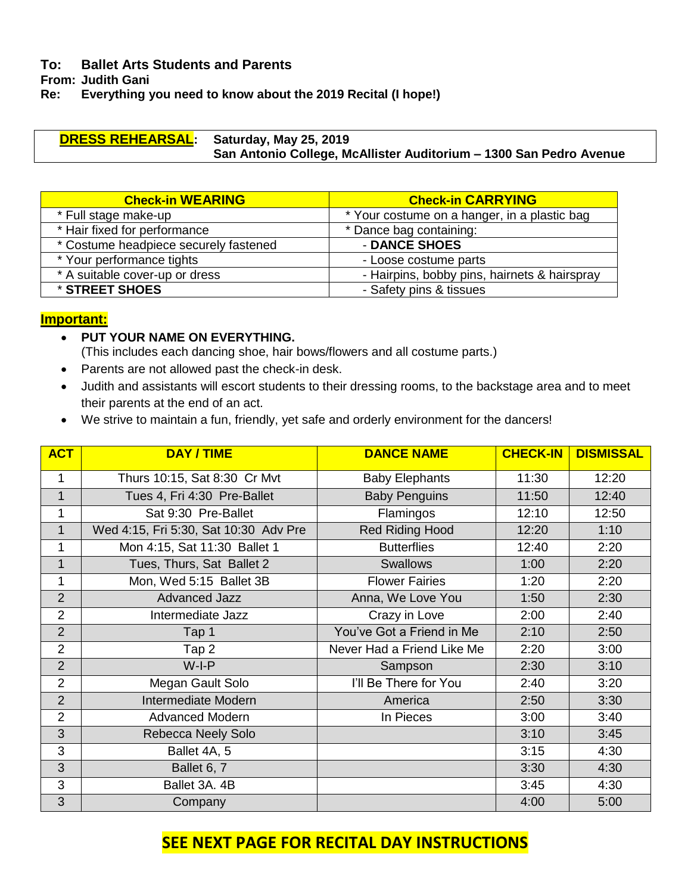**To: Ballet Arts Students and Parents**
**From: Judith Gani**
**Re: Everything you need to know about the 2019 Recital (I hope!)**

**DRESS REHEARSAL: Saturday, May 25, 2019**
**San Antonio College, McAllister Auditorium – 1300 San Pedro Avenue**

| Check-in WEARING | Check-in CARRYING |
|---|---|
| * Full stage make-up | * Your costume on a hanger, in a plastic bag |
| * Hair fixed for performance | * Dance bag containing: |
| * Costume headpiece securely fastened | - **DANCE SHOES** |
| * Your performance tights | - Loose costume parts |
| * A suitable cover-up or dress | - Hairpins, bobby pins, hairnets & hairspray |
| * **STREET SHOES** | - Safety pins & tissues |

**Important:**

- **PUT YOUR NAME ON EVERYTHING.**
  (This includes each dancing shoe, hair bows/flowers and all costume parts.)
- Parents are not allowed past the check-in desk.
- Judith and assistants will escort students to their dressing rooms, to the backstage area and to meet their parents at the end of an act.
- We strive to maintain a fun, friendly, yet safe and orderly environment for the dancers!

| ACT | DAY / TIME | DANCE NAME | CHECK-IN | DISMISSAL |
|---|---|---|---|---|
| 1 | Thurs 10:15, Sat 8:30 Cr Mvt | Baby Elephants | 11:30 | 12:20 |
| 1 | Tues 4, Fri 4:30 Pre-Ballet | Baby Penguins | 11:50 | 12:40 |
| 1 | Sat 9:30 Pre-Ballet | Flamingos | 12:10 | 12:50 |
| 1 | Wed 4:15, Fri 5:30, Sat 10:30 Adv Pre | Red Riding Hood | 12:20 | 1:10 |
| 1 | Mon 4:15, Sat 11:30 Ballet 1 | Butterflies | 12:40 | 2:20 |
| 1 | Tues, Thurs, Sat Ballet 2 | Swallows | 1:00 | 2:20 |
| 1 | Mon, Wed 5:15 Ballet 3B | Flower Fairies | 1:20 | 2:20 |
| 2 | Advanced Jazz | Anna, We Love You | 1:50 | 2:30 |
| 2 | Intermediate Jazz | Crazy in Love | 2:00 | 2:40 |
| 2 | Tap 1 | You've Got a Friend in Me | 2:10 | 2:50 |
| 2 | Tap 2 | Never Had a Friend Like Me | 2:20 | 3:00 |
| 2 | W-I-P | Sampson | 2:30 | 3:10 |
| 2 | Megan Gault Solo | I'll Be There for You | 2:40 | 3:20 |
| 2 | Intermediate Modern | America | 2:50 | 3:30 |
| 2 | Advanced Modern | In Pieces | 3:00 | 3:40 |
| 3 | Rebecca Neely Solo | | 3:10 | 3:45 |
| 3 | Ballet 4A, 5 | | 3:15 | 4:30 |
| 3 | Ballet 6, 7 | | 3:30 | 4:30 |
| 3 | Ballet 3A. 4B | | 3:45 | 4:30 |
| 3 | Company | | 4:00 | 5:00 |

**SEE NEXT PAGE FOR RECITAL DAY INSTRUCTIONS**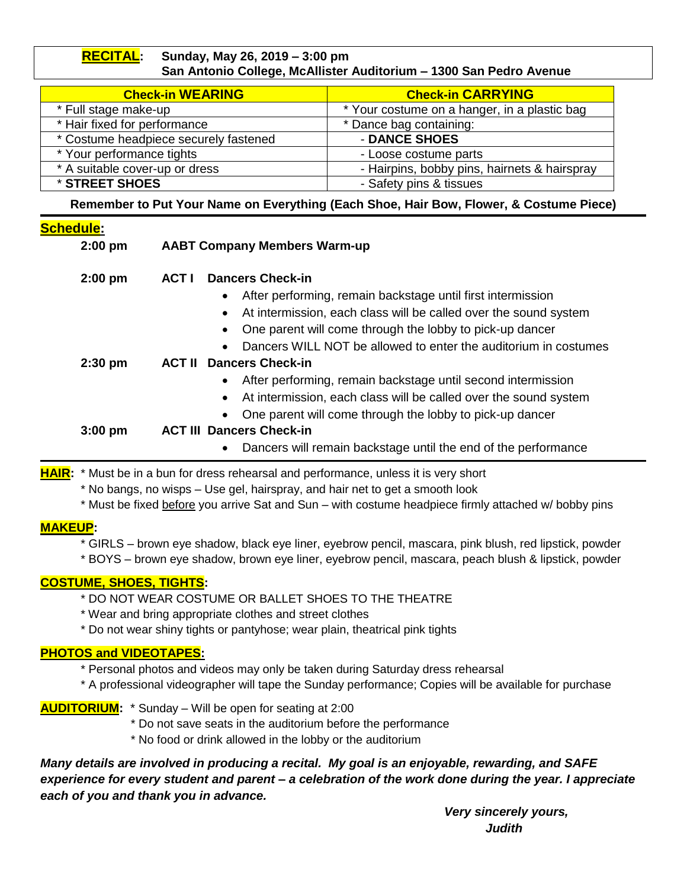**RECITAL:** **Sunday, May 26, 2019 – 3:00 pm**
**San Antonio College, McAllister Auditorium – 1300 San Pedro Avenue**

| Check-in WEARING | Check-in CARRYING |
|---|---|
| * Full stage make-up | * Your costume on a hanger, in a plastic bag |
| * Hair fixed for performance | * Dance bag containing: |
| * Costume headpiece securely fastened | - **DANCE SHOES** |
| * Your performance tights | - Loose costume parts |
| * A suitable cover-up or dress | - Hairpins, bobby pins, hairnets & hairspray |
| * **STREET SHOES** | - Safety pins & tissues |

**Remember to Put Your Name on Everything (Each Shoe, Hair Bow, Flower, & Costume Piece)**

## Schedule:

**2:00 pm** **AABT Company Members Warm-up**

**2:00 pm** **ACT I Dancers Check-in**

- After performing, remain backstage until first intermission
- At intermission, each class will be called over the sound system
- One parent will come through the lobby to pick-up dancer
- Dancers WILL NOT be allowed to enter the auditorium in costumes

**2:30 pm** **ACT II Dancers Check-in**

- After performing, remain backstage until second intermission
- At intermission, each class will be called over the sound system
- One parent will come through the lobby to pick-up dancer

**3:00 pm** **ACT III Dancers Check-in**

- Dancers will remain backstage until the end of the performance

**HAIR:** * Must be in a bun for dress rehearsal and performance, unless it is very short
* No bangs, no wisps – Use gel, hairspray, and hair net to get a smooth look
* Must be fixed before you arrive Sat and Sun – with costume headpiece firmly attached w/ bobby pins

**MAKEUP:**
* GIRLS – brown eye shadow, black eye liner, eyebrow pencil, mascara, pink blush, red lipstick, powder
* BOYS – brown eye shadow, brown eye liner, eyebrow pencil, mascara, peach blush & lipstick, powder

**COSTUME, SHOES, TIGHTS:**
* DO NOT WEAR COSTUME OR BALLET SHOES TO THE THEATRE
* Wear and bring appropriate clothes and street clothes
* Do not wear shiny tights or pantyhose; wear plain, theatrical pink tights

**PHOTOS and VIDEOTAPES:**
* Personal photos and videos may only be taken during Saturday dress rehearsal
* A professional videographer will tape the Sunday performance; Copies will be available for purchase

**AUDITORIUM:** * Sunday – Will be open for seating at 2:00
* Do not save seats in the auditorium before the performance
* No food or drink allowed in the lobby or the auditorium

***Many details are involved in producing a recital. My goal is an enjoyable, rewarding, and SAFE experience for every student and parent – a celebration of the work done during the year. I appreciate each of you and thank you in advance.***

***Very sincerely yours,***
***Judith***